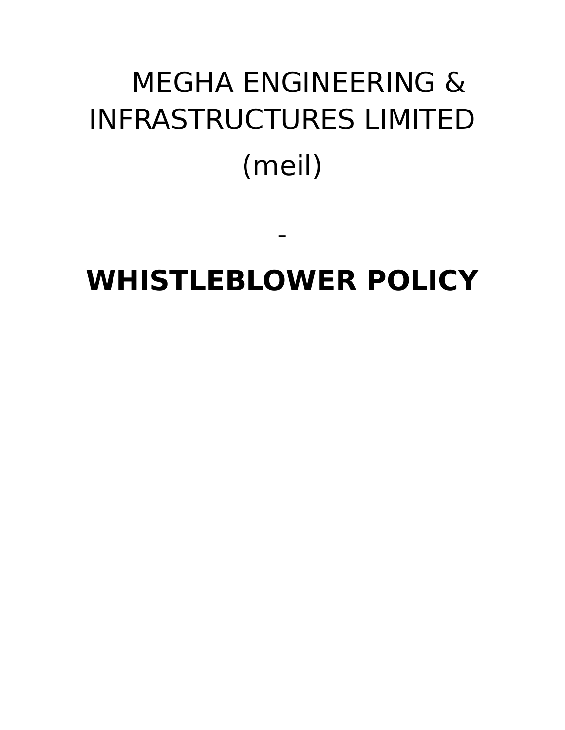MEGHA ENGINEERING & INFRASTRUCTURES LIMITED

(meil)

-

# WHISTLEBLOWER POLICY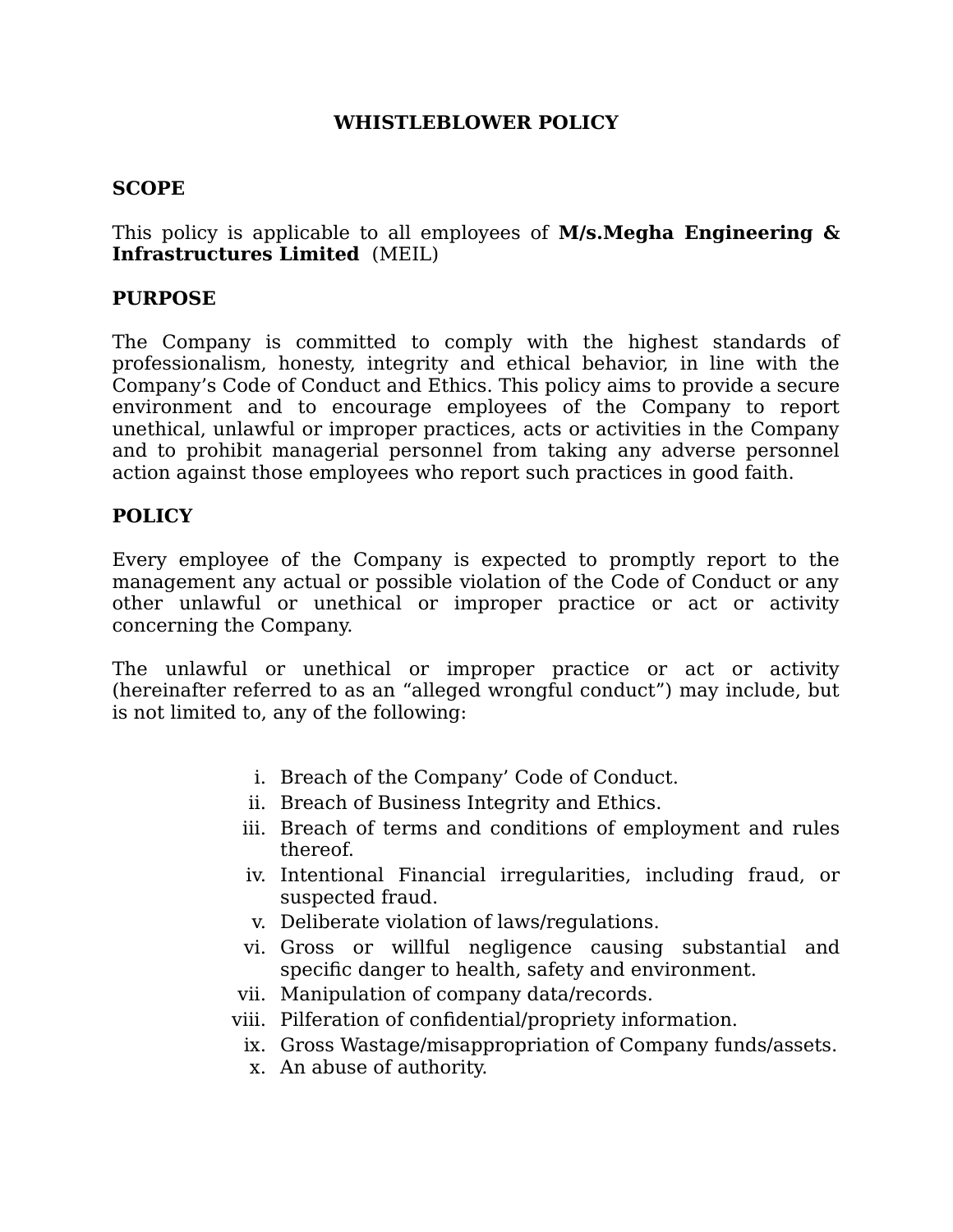# WHISTLEBLOWER POLICY

## SCOPE

This policy is applicable to all employees of **M/s.Megha Engineering & Infrastructures Limited** (MEIL)

## PURPOSE

The Company is committed to comply with the highest standards of professionalism, honesty, integrity and ethical behavior, in line with the Company's Code of Conduct and Ethics. This policy aims to provide a secure environment and to encourage employees of the Company to report unethical, unlawful or improper practices, acts or activities in the Company and to prohibit managerial personnel from taking any adverse personnel action against those employees who report such practices in good faith.

## POLICY

Every employee of the Company is expected to promptly report to the management any actual or possible violation of the Code of Conduct or any other unlawful or unethical or improper practice or act or activity concerning the Company.

The unlawful or unethical or improper practice or act or activity (hereinafter referred to as an "alleged wrongful conduct") may include, but is not limited to, any of the following:

i. Breach of the Company' Code of Conduct.
ii. Breach of Business Integrity and Ethics.
iii. Breach of terms and conditions of employment and rules thereof.
iv. Intentional Financial irregularities, including fraud, or suspected fraud.
v. Deliberate violation of laws/regulations.
vi. Gross or willful negligence causing substantial and specific danger to health, safety and environment.
vii. Manipulation of company data/records.
viii. Pilferation of confidential/propriety information.
ix. Gross Wastage/misappropriation of Company funds/assets.
x. An abuse of authority.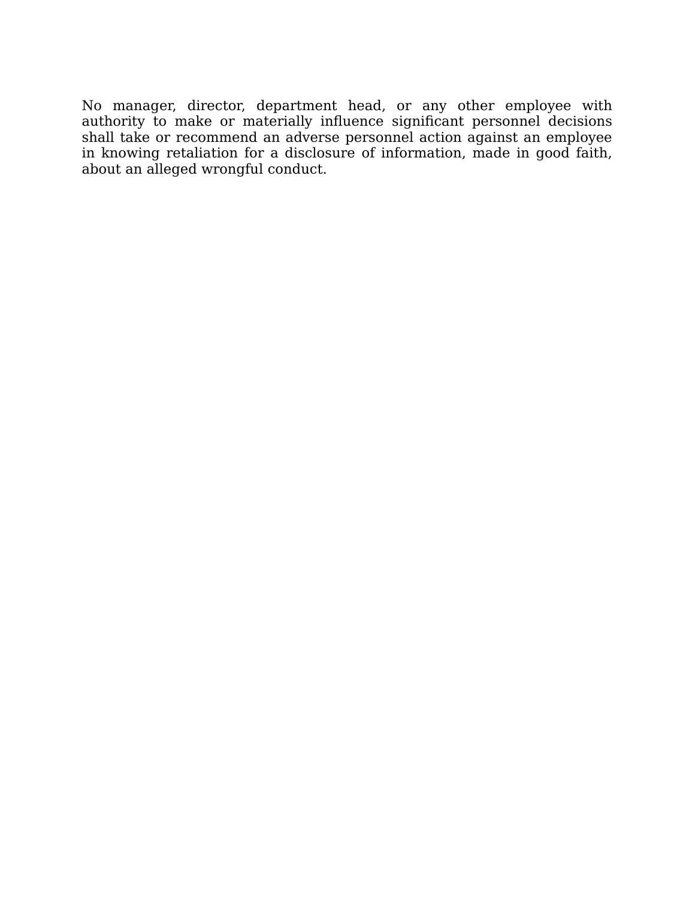No manager, director, department head, or any other employee with authority to make or materially influence significant personnel decisions shall take or recommend an adverse personnel action against an employee in knowing retaliation for a disclosure of information, made in good faith, about an alleged wrongful conduct.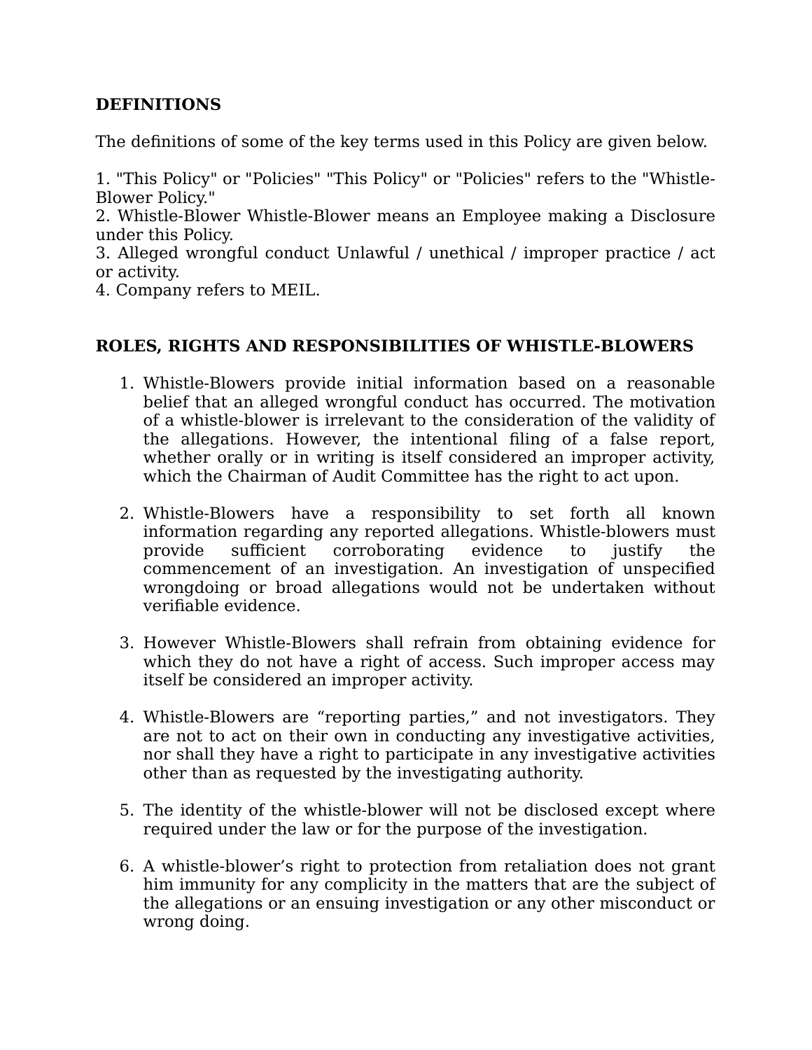## DEFINITIONS

The definitions of some of the key terms used in this Policy are given below.

1. "This Policy" or "Policies" "This Policy" or "Policies" refers to the "Whistle-Blower Policy."
2. Whistle-Blower Whistle-Blower means an Employee making a Disclosure under this Policy.
3. Alleged wrongful conduct Unlawful / unethical / improper practice / act or activity.
4. Company refers to MEIL.

## ROLES, RIGHTS AND RESPONSIBILITIES OF WHISTLE-BLOWERS

1. Whistle-Blowers provide initial information based on a reasonable belief that an alleged wrongful conduct has occurred. The motivation of a whistle-blower is irrelevant to the consideration of the validity of the allegations. However, the intentional filing of a false report, whether orally or in writing is itself considered an improper activity, which the Chairman of Audit Committee has the right to act upon.

2. Whistle-Blowers have a responsibility to set forth all known information regarding any reported allegations. Whistle-blowers must provide sufficient corroborating evidence to justify the commencement of an investigation. An investigation of unspecified wrongdoing or broad allegations would not be undertaken without verifiable evidence.

3. However Whistle-Blowers shall refrain from obtaining evidence for which they do not have a right of access. Such improper access may itself be considered an improper activity.

4. Whistle-Blowers are “reporting parties,” and not investigators. They are not to act on their own in conducting any investigative activities, nor shall they have a right to participate in any investigative activities other than as requested by the investigating authority.

5. The identity of the whistle-blower will not be disclosed except where required under the law or for the purpose of the investigation.

6. A whistle-blower’s right to protection from retaliation does not grant him immunity for any complicity in the matters that are the subject of the allegations or an ensuing investigation or any other misconduct or wrong doing.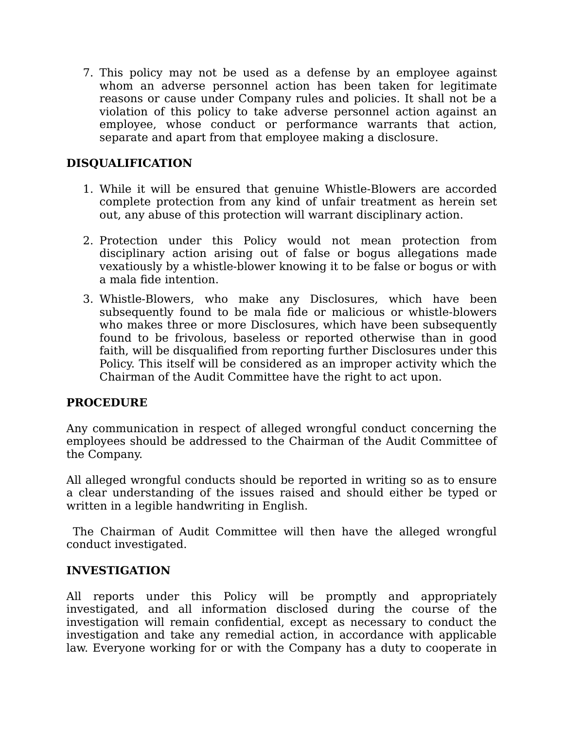7. This policy may not be used as a defense by an employee against whom an adverse personnel action has been taken for legitimate reasons or cause under Company rules and policies. It shall not be a violation of this policy to take adverse personnel action against an employee, whose conduct or performance warrants that action, separate and apart from that employee making a disclosure.

**DISQUALIFICATION**

1. While it will be ensured that genuine Whistle-Blowers are accorded complete protection from any kind of unfair treatment as herein set out, any abuse of this protection will warrant disciplinary action.

2. Protection under this Policy would not mean protection from disciplinary action arising out of false or bogus allegations made vexatiously by a whistle-blower knowing it to be false or bogus or with a mala fide intention.
3. Whistle-Blowers, who make any Disclosures, which have been subsequently found to be mala fide or malicious or whistle-blowers who makes three or more Disclosures, which have been subsequently found to be frivolous, baseless or reported otherwise than in good faith, will be disqualified from reporting further Disclosures under this Policy. This itself will be considered as an improper activity which the Chairman of the Audit Committee have the right to act upon.

**PROCEDURE**

Any communication in respect of alleged wrongful conduct concerning the employees should be addressed to the Chairman of the Audit Committee of the Company.

All alleged wrongful conducts should be reported in writing so as to ensure a clear understanding of the issues raised and should either be typed or written in a legible handwriting in English.

The Chairman of Audit Committee will then have the alleged wrongful conduct investigated.

**INVESTIGATION**

All reports under this Policy will be promptly and appropriately investigated, and all information disclosed during the course of the investigation will remain confidential, except as necessary to conduct the investigation and take any remedial action, in accordance with applicable law. Everyone working for or with the Company has a duty to cooperate in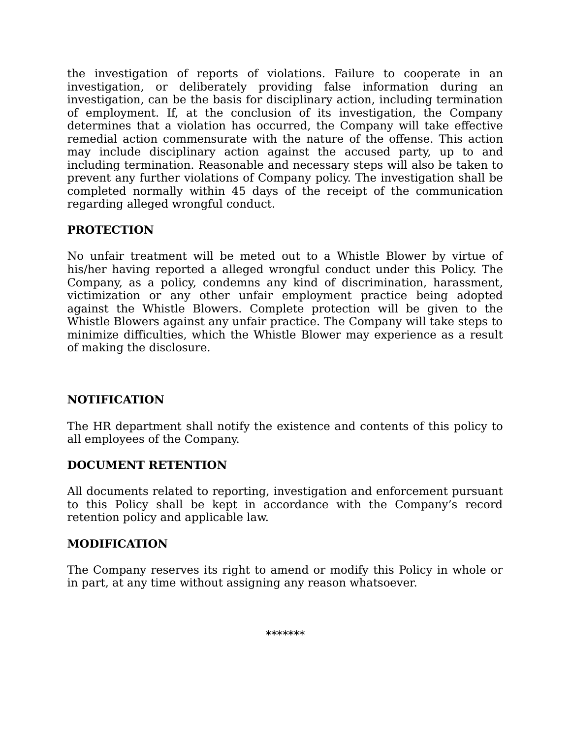the investigation of reports of violations. Failure to cooperate in an investigation, or deliberately providing false information during an investigation, can be the basis for disciplinary action, including termination of employment. If, at the conclusion of its investigation, the Company determines that a violation has occurred, the Company will take effective remedial action commensurate with the nature of the offense. This action may include disciplinary action against the accused party, up to and including termination. Reasonable and necessary steps will also be taken to prevent any further violations of Company policy. The investigation shall be completed normally within 45 days of the receipt of the communication regarding alleged wrongful conduct.

**PROTECTION**

No unfair treatment will be meted out to a Whistle Blower by virtue of his/her having reported a alleged wrongful conduct under this Policy. The Company, as a policy, condemns any kind of discrimination, harassment, victimization or any other unfair employment practice being adopted against the Whistle Blowers. Complete protection will be given to the Whistle Blowers against any unfair practice. The Company will take steps to minimize difficulties, which the Whistle Blower may experience as a result of making the disclosure.

**NOTIFICATION**

The HR department shall notify the existence and contents of this policy to all employees of the Company.

**DOCUMENT RETENTION**

All documents related to reporting, investigation and enforcement pursuant to this Policy shall be kept in accordance with the Company's record retention policy and applicable law.

**MODIFICATION**

The Company reserves its right to amend or modify this Policy in whole or in part, at any time without assigning any reason whatsoever.

*******